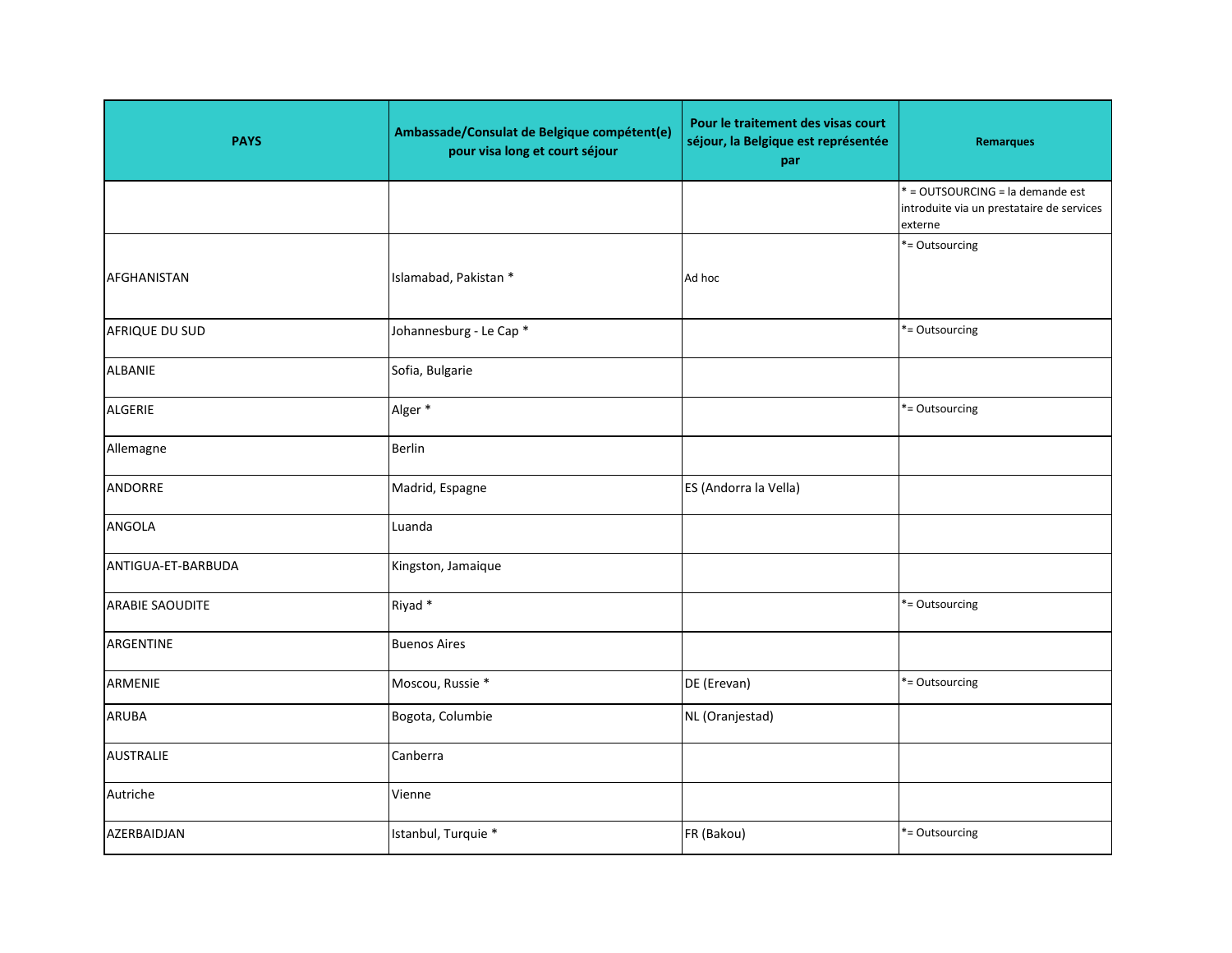| PAYS | Ambassade/Consulat de Belgique compétent(e) pour visa long et court séjour | Pour le traitement des visas court séjour, la Belgique est représentée par | Remarques |
|---|---|---|---|
| | | | * = OUTSOURCING = la demande est introduite via un prestataire de services externe |
| AFGHANISTAN | Islamabad, Pakistan * | Ad hoc | *= Outsourcing |
| AFRIQUE DU SUD | Johannesburg - Le Cap * | | *= Outsourcing |
| ALBANIE | Sofia, Bulgarie | | |
| ALGERIE | Alger * | | *= Outsourcing |
| Allemagne | Berlin | | |
| ANDORRE | Madrid, Espagne | ES (Andorra la Vella) | |
| ANGOLA | Luanda | | |
| ANTIGUA-ET-BARBUDA | Kingston, Jamaique | | |
| ARABIE SAOUDITE | Riyad * | | *= Outsourcing |
| ARGENTINE | Buenos Aires | | |
| ARMENIE | Moscou, Russie * | DE (Erevan) | *= Outsourcing |
| ARUBA | Bogota, Columbie | NL (Oranjestad) | |
| AUSTRALIE | Canberra | | |
| Autriche | Vienne | | |
| AZERBAIDJAN | Istanbul, Turquie * | FR (Bakou) | *= Outsourcing |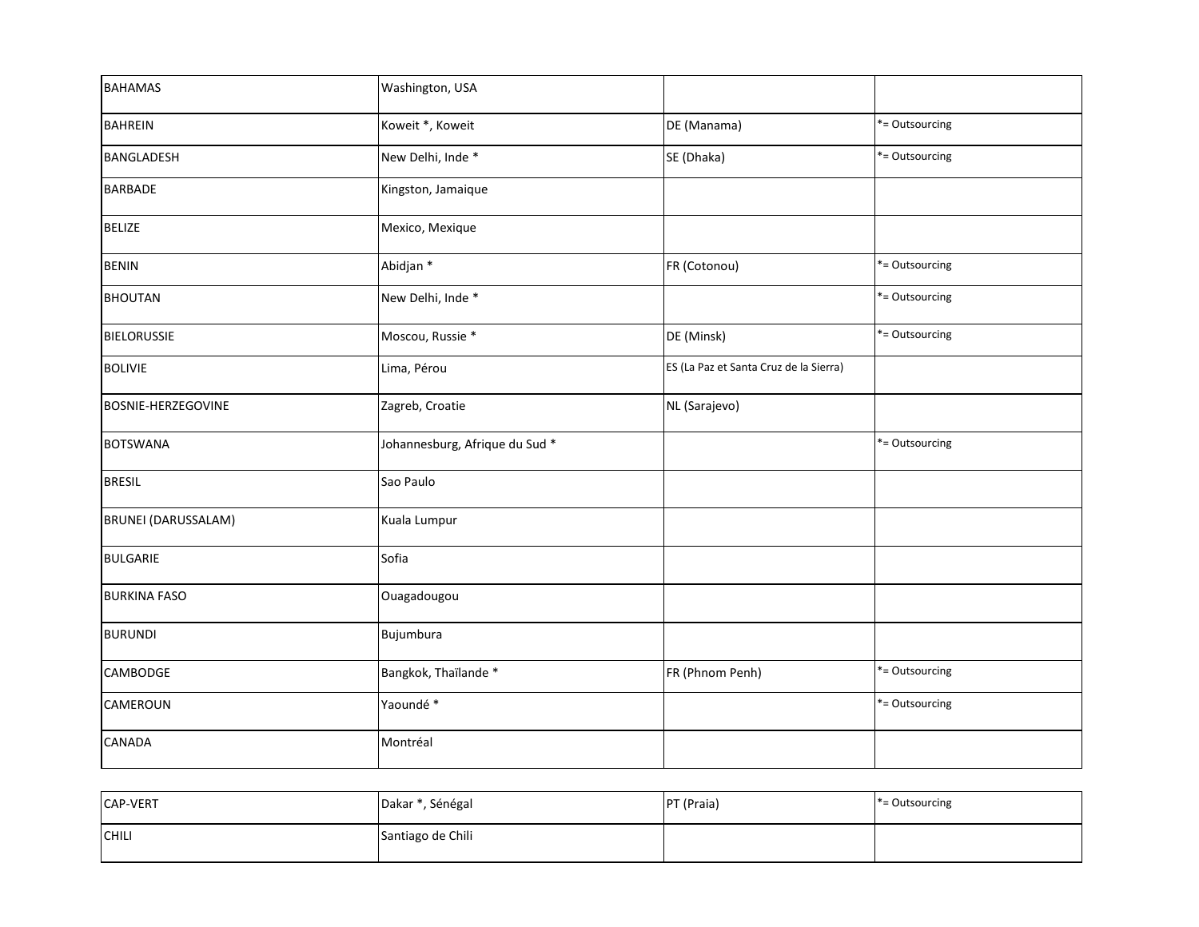| | | | |
|---|---|---|---|
| BAHAMAS | Washington, USA | | |
| BAHREIN | Koweit *, Koweit | DE (Manama) | *= Outsourcing |
| BANGLADESH | New Delhi, Inde * | SE (Dhaka) | *= Outsourcing |
| BARBADE | Kingston, Jamaique | | |
| BELIZE | Mexico, Mexique | | |
| BENIN | Abidjan * | FR (Cotonou) | *= Outsourcing |
| BHOUTAN | New Delhi, Inde * | | *= Outsourcing |
| BIELORUSSIE | Moscou, Russie * | DE (Minsk) | *= Outsourcing |
| BOLIVIE | Lima, Pérou | ES (La Paz et Santa Cruz de la Sierra) | |
| BOSNIE-HERZEGOVINE | Zagreb, Croatie | NL (Sarajevo) | |
| BOTSWANA | Johannesburg, Afrique du Sud * | | *= Outsourcing |
| BRESIL | Sao Paulo | | |
| BRUNEI (DARUSSALAM) | Kuala Lumpur | | |
| BULGARIE | Sofia | | |
| BURKINA FASO | Ouagadougou | | |
| BURUNDI | Bujumbura | | |
| CAMBODGE | Bangkok, Thaïlande * | FR (Phnom Penh) | *= Outsourcing |
| CAMEROUN | Yaoundé * | | *= Outsourcing |
| CANADA | Montréal | | |
| CAP-VERT | Dakar *, Sénégal | PT (Praia) | *= Outsourcing |
| CHILI | Santiago de Chili | | |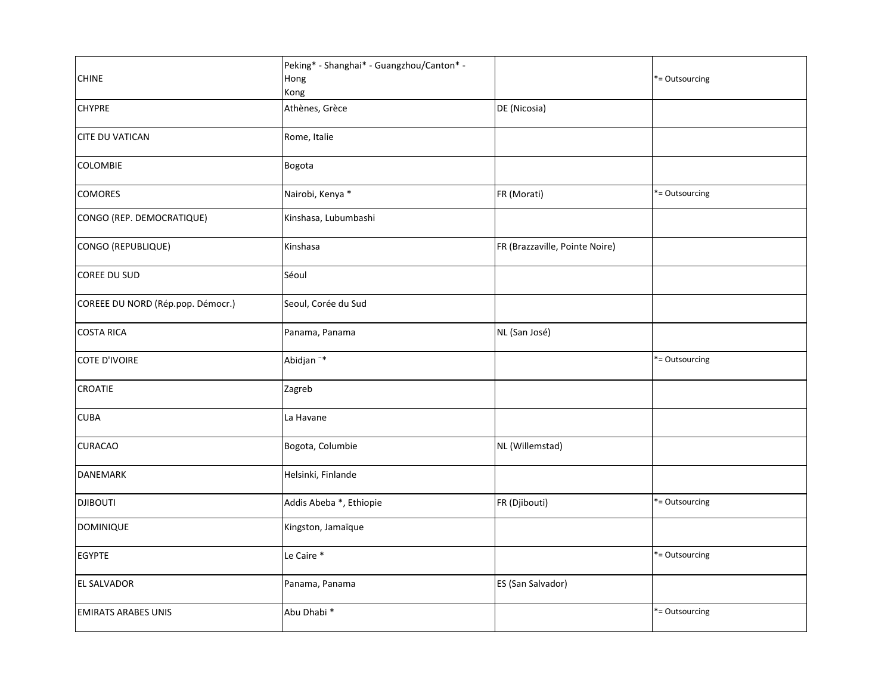| | | | |
|---|---|---|---|
| CHINE | Peking* - Shanghai* - Guangzhou/Canton* - Hong Kong | | *= Outsourcing |
| CHYPRE | Athènes, Grèce | DE (Nicosia) | |
| CITE DU VATICAN | Rome, Italie | | |
| COLOMBIE | Bogota | | |
| COMORES | Nairobi, Kenya * | FR (Morati) | *= Outsourcing |
| CONGO (REP. DEMOCRATIQUE) | Kinshasa, Lubumbashi | | |
| CONGO (REPUBLIQUE) | Kinshasa | FR (Brazzaville, Pointe Noire) | |
| COREE DU SUD | Séoul | | |
| COREEE DU NORD (Rép.pop. Démocr.) | Seoul, Corée du Sud | | |
| COSTA RICA | Panama, Panama | NL (San José) | |
| COTE D'IVOIRE | Abidjan ¨* | | *= Outsourcing |
| CROATIE | Zagreb | | |
| CUBA | La Havane | | |
| CURACAO | Bogota, Columbie | NL (Willemstad) | |
| DANEMARK | Helsinki, Finlande | | |
| DJIBOUTI | Addis Abeba *, Ethiopie | FR (Djibouti) | *= Outsourcing |
| DOMINIQUE | Kingston, Jamaïque | | |
| EGYPTE | Le Caire * | | *= Outsourcing |
| EL SALVADOR | Panama, Panama | ES (San Salvador) | |
| EMIRATS ARABES UNIS | Abu Dhabi * | | *= Outsourcing |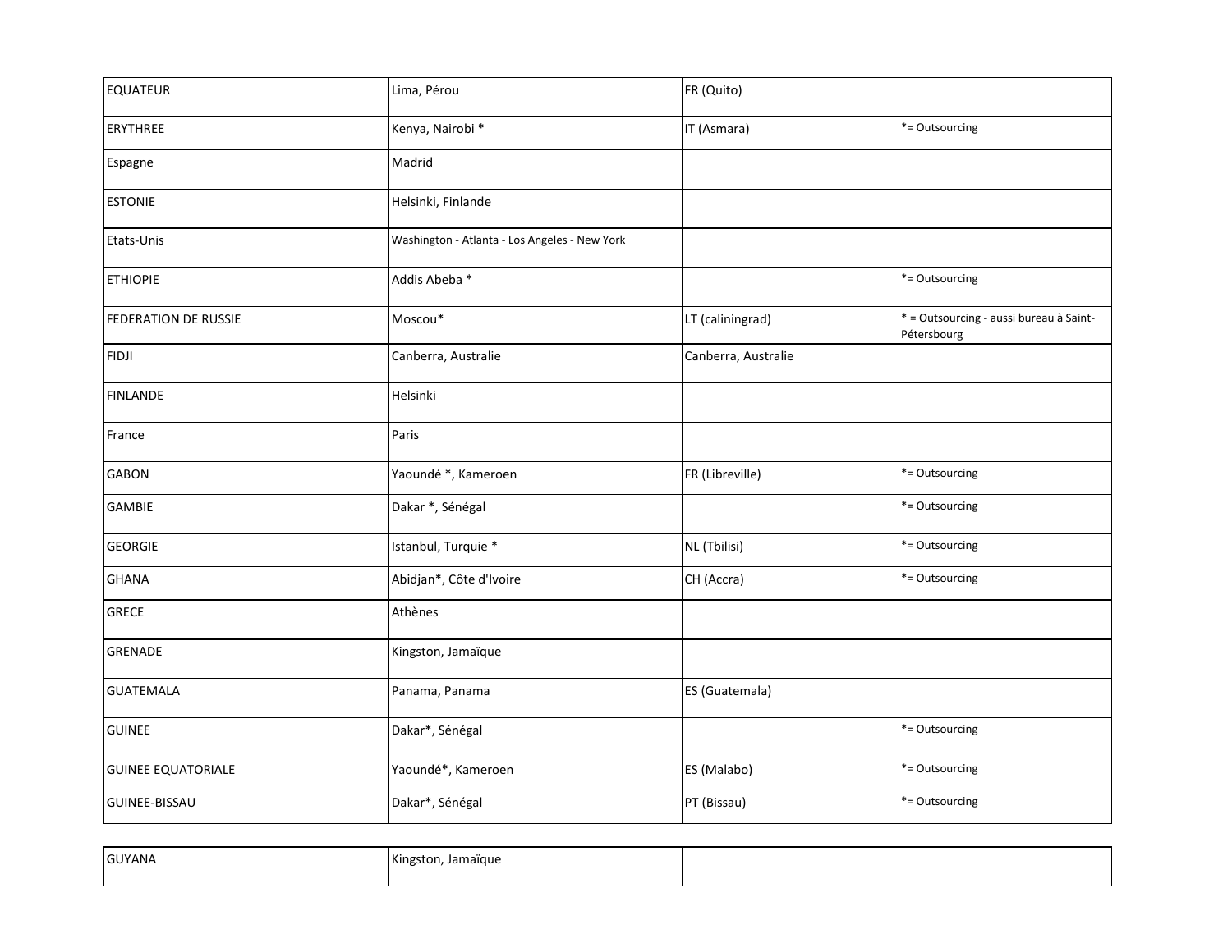| | | | |
|---|---|---|---|
| EQUATEUR | Lima, Pérou | FR (Quito) | |
| ERYTHREE | Kenya, Nairobi * | IT (Asmara) | *= Outsourcing |
| Espagne | Madrid | | |
| ESTONIE | Helsinki, Finlande | | |
| Etats-Unis | Washington - Atlanta - Los Angeles - New York | | |
| ETHIOPIE | Addis Abeba * | | *= Outsourcing |
| FEDERATION DE RUSSIE | Moscou* | LT (caliningrad) | * = Outsourcing - aussi bureau à Saint-Pétersbourg |
| FIDJI | Canberra, Australie | Canberra, Australie | |
| FINLANDE | Helsinki | | |
| France | Paris | | |
| GABON | Yaoundé *, Kameroen | FR (Libreville) | *= Outsourcing |
| GAMBIE | Dakar *, Sénégal | | *= Outsourcing |
| GEORGIE | Istanbul, Turquie * | NL (Tbilisi) | *= Outsourcing |
| GHANA | Abidjan*, Côte d'Ivoire | CH (Accra) | *= Outsourcing |
| GRECE | Athènes | | |
| GRENADE | Kingston, Jamaïque | | |
| GUATEMALA | Panama, Panama | ES (Guatemala) | |
| GUINEE | Dakar*, Sénégal | | *= Outsourcing |
| GUINEE EQUATORIALE | Yaoundé*, Kameroen | ES (Malabo) | *= Outsourcing |
| GUINEE-BISSAU | Dakar*, Sénégal | PT (Bissau) | *= Outsourcing |
| GUYANA | Kingston, Jamaïque | | |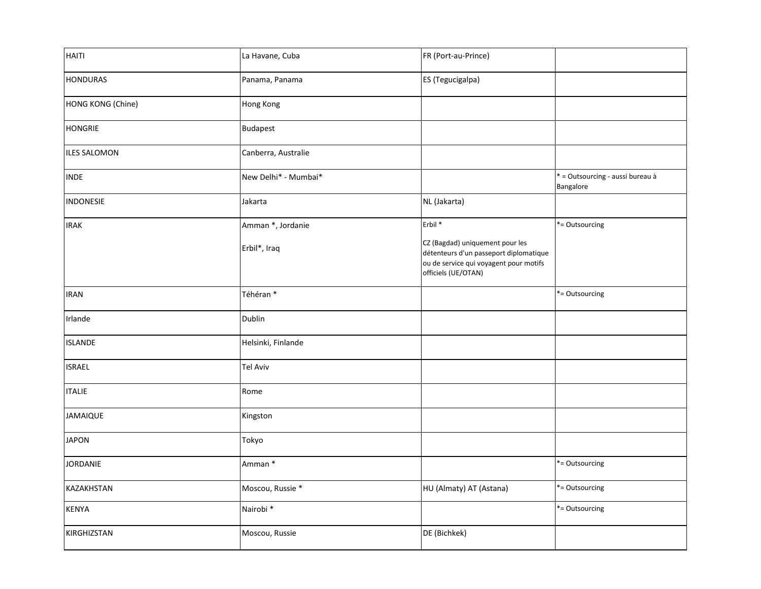| | | | |
|---|---|---|---|
| HAITI | La Havane, Cuba | FR (Port-au-Prince) | |
| HONDURAS | Panama, Panama | ES (Tegucigalpa) | |
| HONG KONG (Chine) | Hong Kong | | |
| HONGRIE | Budapest | | |
| ILES SALOMON | Canberra, Australie | | |
| INDE | New Delhi* - Mumbai* | | * = Outsourcing - aussi bureau à Bangalore |
| INDONESIE | Jakarta | NL (Jakarta) | |
| IRAK | Amman *, Jordanie<br><br>Erbil*, Iraq | Erbil *<br><br>CZ (Bagdad) uniquement pour les détenteurs d'un passeport diplomatique ou de service qui voyagent pour motifs officiels (UE/OTAN) | *= Outsourcing |
| IRAN | Téhéran * | | *= Outsourcing |
| Irlande | Dublin | | |
| ISLANDE | Helsinki, Finlande | | |
| ISRAEL | Tel Aviv | | |
| ITALIE | Rome | | |
| JAMAIQUE | Kingston | | |
| JAPON | Tokyo | | |
| JORDANIE | Amman * | | *= Outsourcing |
| KAZAKHSTAN | Moscou, Russie * | HU (Almaty) AT (Astana) | *= Outsourcing |
| KENYA | Nairobi * | | *= Outsourcing |
| KIRGHIZSTAN | Moscou, Russie | DE (Bichkek) | |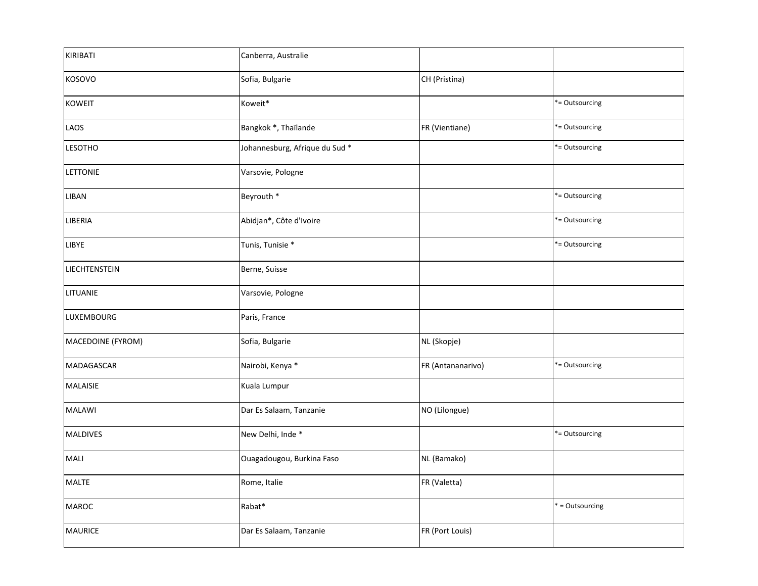| | | | |
|---|---|---|---|
| KIRIBATI | Canberra, Australie | | |
| KOSOVO | Sofia, Bulgarie | CH (Pristina) | |
| KOWEIT | Koweit* | | *= Outsourcing |
| LAOS | Bangkok *, Thaïlande | FR (Vientiane) | *= Outsourcing |
| LESOTHO | Johannesburg, Afrique du Sud * | | *= Outsourcing |
| LETTONIE | Varsovie, Pologne | | |
| LIBAN | Beyrouth * | | *= Outsourcing |
| LIBERIA | Abidjan*, Côte d'Ivoire | | *= Outsourcing |
| LIBYE | Tunis, Tunisie * | | *= Outsourcing |
| LIECHTENSTEIN | Berne, Suisse | | |
| LITUANIE | Varsovie, Pologne | | |
| LUXEMBOURG | Paris, France | | |
| MACEDOINE (FYROM) | Sofia, Bulgarie | NL (Skopje) | |
| MADAGASCAR | Nairobi, Kenya * | FR (Antananarivo) | *= Outsourcing |
| MALAISIE | Kuala Lumpur | | |
| MALAWI | Dar Es Salaam, Tanzanie | NO (Lilongue) | |
| MALDIVES | New Delhi, Inde * | | *= Outsourcing |
| MALI | Ouagadougou, Burkina Faso | NL (Bamako) | |
| MALTE | Rome, Italie | FR (Valetta) | |
| MAROC | Rabat* | | * = Outsourcing |
| MAURICE | Dar Es Salaam, Tanzanie | FR (Port Louis) | |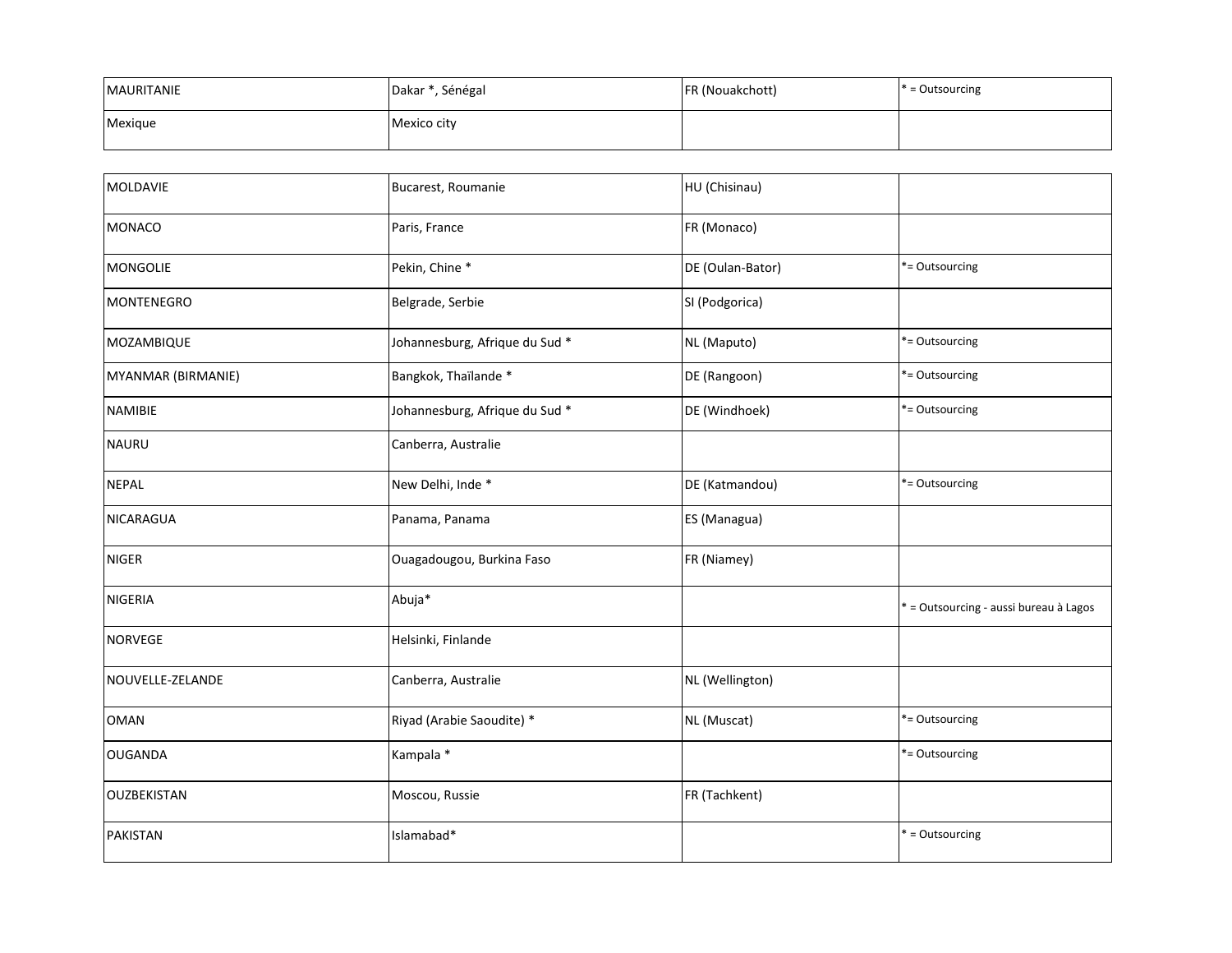| | | | |
|---|---|---|---|
| MAURITANIE | Dakar *, Sénégal | FR (Nouakchott) | * = Outsourcing |
| Mexique | Mexico city | | |
| MOLDAVIE | Bucarest, Roumanie | HU (Chisinau) | |
| MONACO | Paris, France | FR (Monaco) | |
| MONGOLIE | Pekin, Chine * | DE (Oulan-Bator) | *= Outsourcing |
| MONTENEGRO | Belgrade, Serbie | SI (Podgorica) | |
| MOZAMBIQUE | Johannesburg, Afrique du Sud * | NL (Maputo) | *= Outsourcing |
| MYANMAR (BIRMANIE) | Bangkok, Thaïlande * | DE (Rangoon) | *= Outsourcing |
| NAMIBIE | Johannesburg, Afrique du Sud * | DE (Windhoek) | *= Outsourcing |
| NAURU | Canberra, Australie | | |
| NEPAL | New Delhi, Inde * | DE (Katmandou) | *= Outsourcing |
| NICARAGUA | Panama, Panama | ES (Managua) | |
| NIGER | Ouagadougou, Burkina Faso | FR (Niamey) | |
| NIGERIA | Abuja* | | * = Outsourcing - aussi bureau à Lagos |
| NORVEGE | Helsinki, Finlande | | |
| NOUVELLE-ZELANDE | Canberra, Australie | NL (Wellington) | |
| OMAN | Riyad (Arabie Saoudite) * | NL (Muscat) | *= Outsourcing |
| OUGANDA | Kampala * | | *= Outsourcing |
| OUZBEKISTAN | Moscou, Russie | FR (Tachkent) | |
| PAKISTAN | Islamabad* | | * = Outsourcing |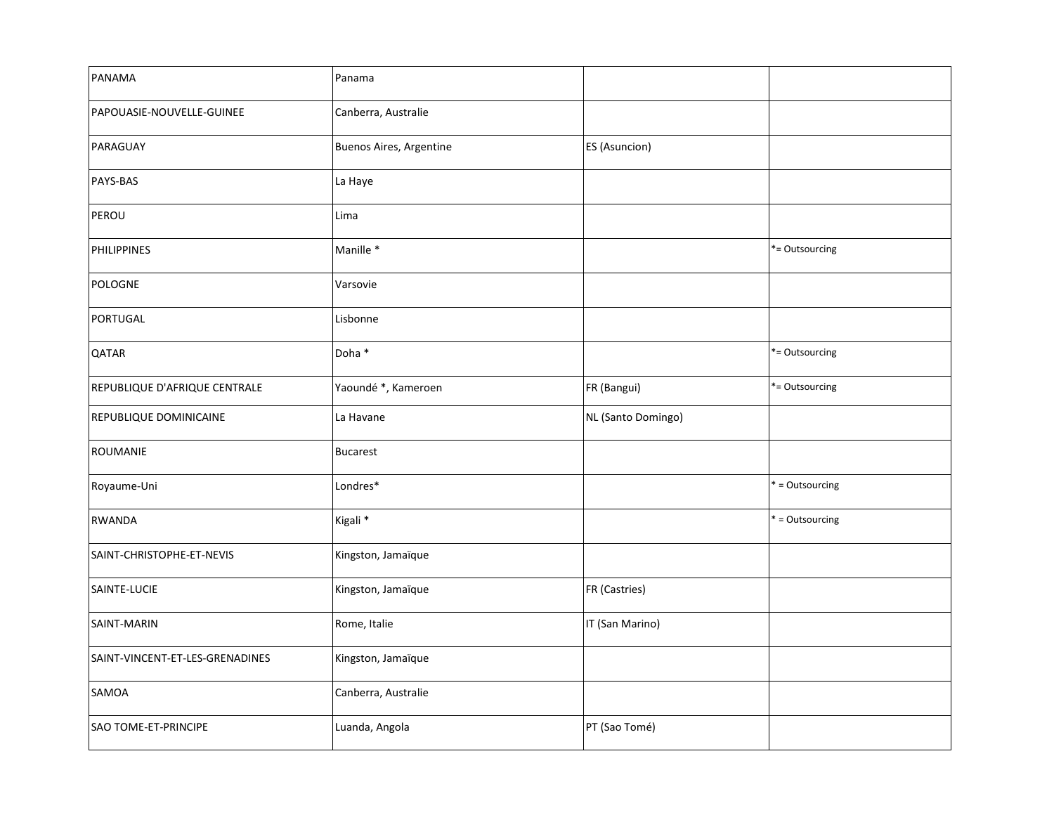| PANAMA | Panama | | |
| --- | --- | --- | --- |
| PAPOUASIE-NOUVELLE-GUINEE | Canberra, Australie | | |
| PARAGUAY | Buenos Aires, Argentine | ES (Asuncion) | |
| PAYS-BAS | La Haye | | |
| PEROU | Lima | | |
| PHILIPPINES | Manille * | | *= Outsourcing |
| POLOGNE | Varsovie | | |
| PORTUGAL | Lisbonne | | |
| QATAR | Doha * | | *= Outsourcing |
| REPUBLIQUE D'AFRIQUE CENTRALE | Yaoundé *, Kameroen | FR (Bangui) | *= Outsourcing |
| REPUBLIQUE DOMINICAINE | La Havane | NL (Santo Domingo) | |
| ROUMANIE | Bucarest | | |
| Royaume-Uni | Londres* | | * = Outsourcing |
| RWANDA | Kigali * | | * = Outsourcing |
| SAINT-CHRISTOPHE-ET-NEVIS | Kingston, Jamaïque | | |
| SAINTE-LUCIE | Kingston, Jamaïque | FR (Castries) | |
| SAINT-MARIN | Rome, Italie | IT (San Marino) | |
| SAINT-VINCENT-ET-LES-GRENADINES | Kingston, Jamaïque | | |
| SAMOA | Canberra, Australie | | |
| SAO TOME-ET-PRINCIPE | Luanda, Angola | PT (Sao Tomé) | |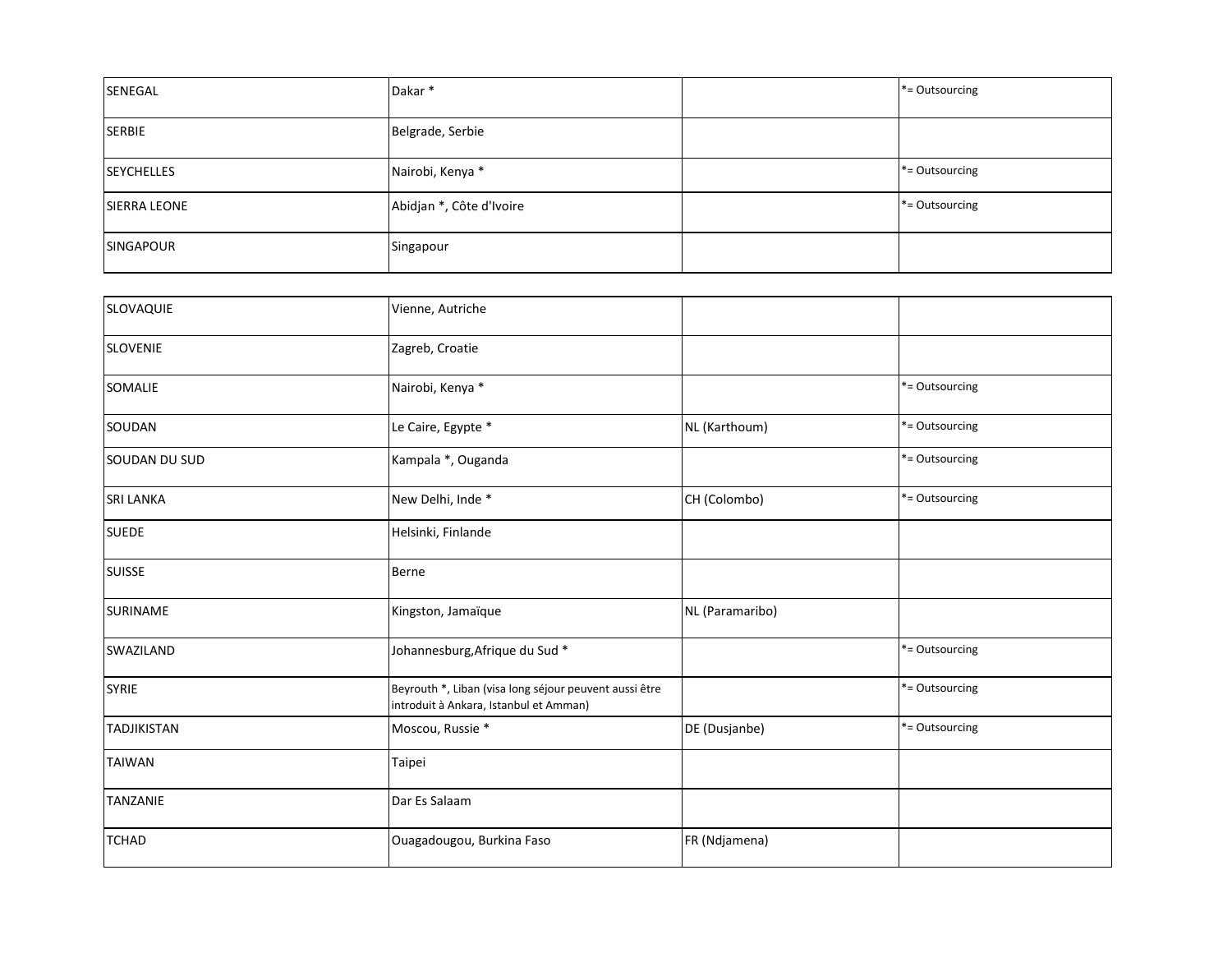| | | | |
|---|---|---|---|
| SENEGAL | Dakar * | | *= Outsourcing |
| SERBIE | Belgrade, Serbie | | |
| SEYCHELLES | Nairobi, Kenya * | | *= Outsourcing |
| SIERRA LEONE | Abidjan *, Côte d'Ivoire | | *= Outsourcing |
| SINGAPOUR | Singapour | | |
| SLOVAQUIE | Vienne, Autriche | | |
| SLOVENIE | Zagreb, Croatie | | |
| SOMALIE | Nairobi, Kenya * | | *= Outsourcing |
| SOUDAN | Le Caire, Egypte * | NL (Karthoum) | *= Outsourcing |
| SOUDAN DU SUD | Kampala *, Ouganda | | *= Outsourcing |
| SRI LANKA | New Delhi, Inde * | CH (Colombo) | *= Outsourcing |
| SUEDE | Helsinki, Finlande | | |
| SUISSE | Berne | | |
| SURINAME | Kingston, Jamaïque | NL (Paramaribo) | |
| SWAZILAND | Johannesburg,Afrique du Sud * | | *= Outsourcing |
| SYRIE | Beyrouth *, Liban (visa long séjour peuvent aussi être introduit à Ankara, Istanbul et Amman) | | *= Outsourcing |
| TADJIKISTAN | Moscou, Russie * | DE (Dusjanbe) | *= Outsourcing |
| TAIWAN | Taipei | | |
| TANZANIE | Dar Es Salaam | | |
| TCHAD | Ouagadougou, Burkina Faso | FR (Ndjamena) | |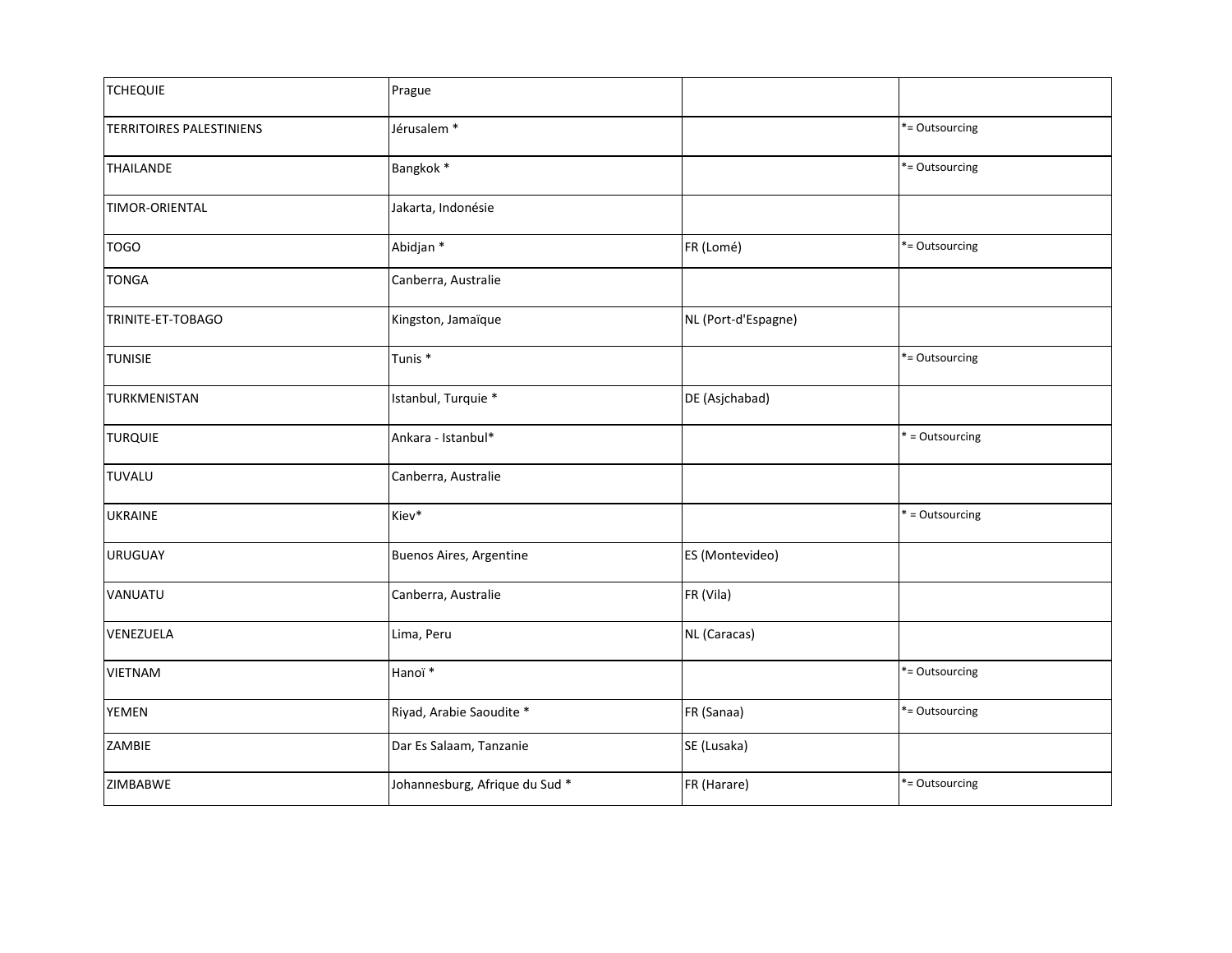| | | | |
|---|---|---|---|
| TCHEQUIE | Prague | | |
| TERRITOIRES PALESTINIENS | Jérusalem * | | *= Outsourcing |
| THAILANDE | Bangkok * | | *= Outsourcing |
| TIMOR-ORIENTAL | Jakarta, Indonésie | | |
| TOGO | Abidjan * | FR (Lomé) | *= Outsourcing |
| TONGA | Canberra, Australie | | |
| TRINITE-ET-TOBAGO | Kingston, Jamaïque | NL (Port-d'Espagne) | |
| TUNISIE | Tunis * | | *= Outsourcing |
| TURKMENISTAN | Istanbul, Turquie * | DE (Asjchabad) | |
| TURQUIE | Ankara - Istanbul* | | * = Outsourcing |
| TUVALU | Canberra, Australie | | |
| UKRAINE | Kiev* | | * = Outsourcing |
| URUGUAY | Buenos Aires, Argentine | ES (Montevideo) | |
| VANUATU | Canberra, Australie | FR (Vila) | |
| VENEZUELA | Lima, Peru | NL (Caracas) | |
| VIETNAM | Hanoï * | | *= Outsourcing |
| YEMEN | Riyad, Arabie Saoudite * | FR (Sanaa) | *= Outsourcing |
| ZAMBIE | Dar Es Salaam, Tanzanie | SE (Lusaka) | |
| ZIMBABWE | Johannesburg, Afrique du Sud * | FR (Harare) | *= Outsourcing |